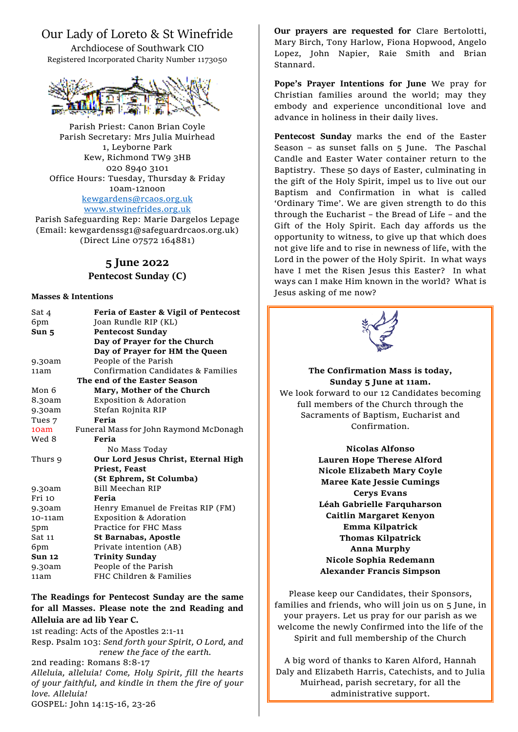# Our Lady of Loreto & St Winefride

Archdiocese of Southwark CIO
Registered Incorporated Charity Number 1173050

Parish Priest: Canon Brian Coyle
Parish Secretary: Mrs Julia Muirhead
1, Leyborne Park
Kew, Richmond TW9 3HB
020 8940 3101
Office Hours: Tuesday, Thursday & Friday
10am-12noon
kewgardens@rcaos.org.uk
www.stwinefrides.org.uk
Parish Safeguarding Rep: Marie Dargelos Lepage
(Email: kewgardenssg1@safeguardrcaos.org.uk)
(Direct Line 07572 164881)

## 5 June 2022
### Pentecost Sunday (C)

**Masses & Intentions**

| | |
|---|---|
| Sat 4 | **Feria of Easter & Vigil of Pentecost** |
| 6pm | Joan Rundle RIP (KL) |
| **Sun 5** | **Pentecost Sunday** |
| | **Day of Prayer for the Church** |
| | **Day of Prayer for HM the Queen** |
| 9.30am | People of the Parish |
| 11am | Confirmation Candidates & Families |
| **The end of the Easter Season** | |
| Mon 6 | **Mary, Mother of the Church** |
| 8.30am | Exposition & Adoration |
| 9.30am | Stefan Rojnita RIP |
| Tues 7 | **Feria** |
| 10am | Funeral Mass for John Raymond McDonagh |
| Wed 8 | **Feria** |
| | No Mass Today |
| Thurs 9 | **Our Lord Jesus Christ, Eternal High Priest, Feast** |
| | **(St Ephrem, St Columba)** |
| 9.30am | Bill Meechan RIP |
| Fri 10 | **Feria** |
| 9.30am | Henry Emanuel de Freitas RIP (FM) |
| 10-11am | Exposition & Adoration |
| 5pm | Practice for FHC Mass |
| Sat 11 | **St Barnabas, Apostle** |
| 6pm | Private intention (AB) |
| **Sun 12** | **Trinity Sunday** |
| 9.30am | People of the Parish |
| 11am | FHC Children & Families |

**The Readings for Pentecost Sunday are the same for all Masses. Please note the 2nd Reading and Alleluia are ad lib Year C.**

1st reading: Acts of the Apostles 2:1-11
Resp. Psalm 103: *Send forth your Spirit, O Lord, and renew the face of the earth.*
2nd reading: Romans 8:8-17
*Alleluia, alleluia! Come, Holy Spirit, fill the hearts of your faithful, and kindle in them the fire of your love. Alleluia!*
GOSPEL: John 14:15-16, 23-26

**Our prayers are requested for** Clare Bertolotti, Mary Birch, Tony Harlow, Fiona Hopwood, Angelo Lopez, John Napier, Raie Smith and Brian Stannard.

**Pope's Prayer Intentions for June** We pray for Christian families around the world; may they embody and experience unconditional love and advance in holiness in their daily lives.

**Pentecost Sunday** marks the end of the Easter Season – as sunset falls on 5 June. The Paschal Candle and Easter Water container return to the Baptistry. These 50 days of Easter, culminating in the gift of the Holy Spirit, impel us to live out our Baptism and Confirmation in what is called 'Ordinary Time'. We are given strength to do this through the Eucharist – the Bread of Life – and the Gift of the Holy Spirit. Each day affords us the opportunity to witness, to give up that which does not give life and to rise in newness of life, with the Lord in the power of the Holy Spirit. In what ways have I met the Risen Jesus this Easter? In what ways can I make Him known in the world? What is Jesus asking of me now?

**The Confirmation Mass is today, Sunday 5 June at 11am.**
We look forward to our 12 Candidates becoming full members of the Church through the Sacraments of Baptism, Eucharist and Confirmation.

**Nicolas Alfonso**
**Lauren Hope Therese Alford**
**Nicole Elizabeth Mary Coyle**
**Maree Kate Jessie Cumings**
**Cerys Evans**
**Léah Gabrielle Farquharson**
**Caitlin Margaret Kenyon**
**Emma Kilpatrick**
**Thomas Kilpatrick**
**Anna Murphy**
**Nicole Sophia Redemann**
**Alexander Francis Simpson**

Please keep our Candidates, their Sponsors, families and friends, who will join us on 5 June, in your prayers. Let us pray for our parish as we welcome the newly Confirmed into the life of the Spirit and full membership of the Church

A big word of thanks to Karen Alford, Hannah Daly and Elizabeth Harris, Catechists, and to Julia Muirhead, parish secretary, for all the administrative support.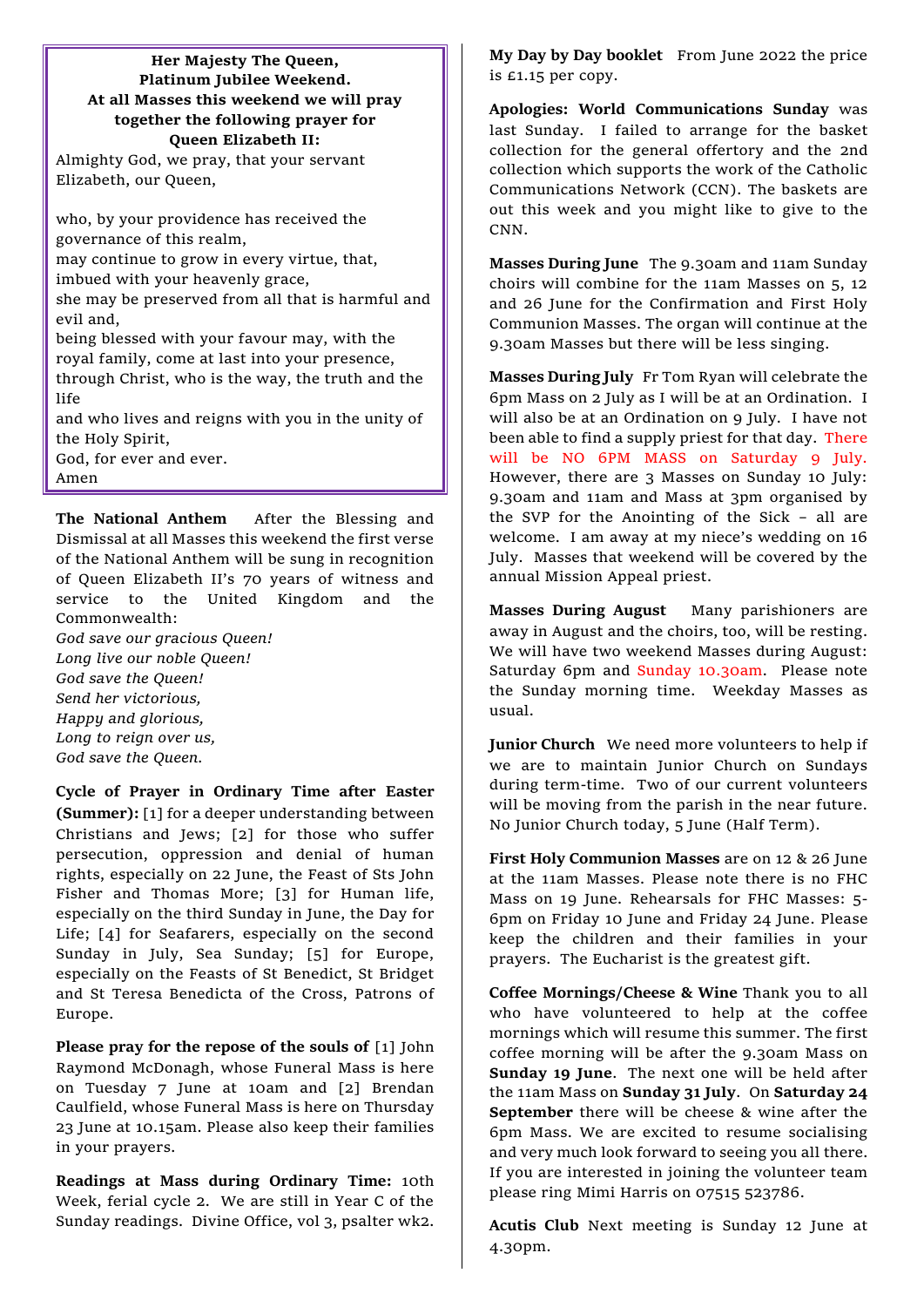**Her Majesty The Queen,**
**Platinum Jubilee Weekend.**
**At all Masses this weekend we will pray together the following prayer for Queen Elizabeth II:**

Almighty God, we pray, that your servant Elizabeth, our Queen,

who, by your providence has received the governance of this realm,
may continue to grow in every virtue, that, imbued with your heavenly grace,
she may be preserved from all that is harmful and evil and,
being blessed with your favour may, with the royal family, come at last into your presence,
through Christ, who is the way, the truth and the life
and who lives and reigns with you in the unity of the Holy Spirit,
God, for ever and ever.
Amen

**The National Anthem** After the Blessing and Dismissal at all Masses this weekend the first verse of the National Anthem will be sung in recognition of Queen Elizabeth II's 70 years of witness and service to the United Kingdom and the Commonwealth:

*God save our gracious Queen!*
*Long live our noble Queen!*
*God save the Queen!*
*Send her victorious,*
*Happy and glorious,*
*Long to reign over us,*
*God save the Queen.*

**Cycle of Prayer in Ordinary Time after Easter (Summer):** [1] for a deeper understanding between Christians and Jews; [2] for those who suffer persecution, oppression and denial of human rights, especially on 22 June, the Feast of Sts John Fisher and Thomas More; [3] for Human life, especially on the third Sunday in June, the Day for Life; [4] for Seafarers, especially on the second Sunday in July, Sea Sunday; [5] for Europe, especially on the Feasts of St Benedict, St Bridget and St Teresa Benedicta of the Cross, Patrons of Europe.

**Please pray for the repose of the souls of** [1] John Raymond McDonagh, whose Funeral Mass is here on Tuesday 7 June at 10am and [2] Brendan Caulfield, whose Funeral Mass is here on Thursday 23 June at 10.15am. Please also keep their families in your prayers.

**Readings at Mass during Ordinary Time:** 10th Week, ferial cycle 2. We are still in Year C of the Sunday readings. Divine Office, vol 3, psalter wk2.

**My Day by Day booklet** From June 2022 the price is £1.15 per copy.

**Apologies: World Communications Sunday** was last Sunday. I failed to arrange for the basket collection for the general offertory and the 2nd collection which supports the work of the Catholic Communications Network (CCN). The baskets are out this week and you might like to give to the CNN.

**Masses During June** The 9.30am and 11am Sunday choirs will combine for the 11am Masses on 5, 12 and 26 June for the Confirmation and First Holy Communion Masses. The organ will continue at the 9.30am Masses but there will be less singing.

**Masses During July** Fr Tom Ryan will celebrate the 6pm Mass on 2 July as I will be at an Ordination. I will also be at an Ordination on 9 July. I have not been able to find a supply priest for that day. There will be NO 6PM MASS on Saturday 9 July. However, there are 3 Masses on Sunday 10 July: 9.30am and 11am and Mass at 3pm organised by the SVP for the Anointing of the Sick – all are welcome. I am away at my niece's wedding on 16 July. Masses that weekend will be covered by the annual Mission Appeal priest.

**Masses During August** Many parishioners are away in August and the choirs, too, will be resting. We will have two weekend Masses during August: Saturday 6pm and Sunday 10.30am. Please note the Sunday morning time. Weekday Masses as usual.

**Junior Church** We need more volunteers to help if we are to maintain Junior Church on Sundays during term-time. Two of our current volunteers will be moving from the parish in the near future. No Junior Church today, 5 June (Half Term).

**First Holy Communion Masses** are on 12 & 26 June at the 11am Masses. Please note there is no FHC Mass on 19 June. Rehearsals for FHC Masses: 5-6pm on Friday 10 June and Friday 24 June. Please keep the children and their families in your prayers. The Eucharist is the greatest gift.

**Coffee Mornings/Cheese & Wine** Thank you to all who have volunteered to help at the coffee mornings which will resume this summer. The first coffee morning will be after the 9.30am Mass on **Sunday 19 June**. The next one will be held after the 11am Mass on **Sunday 31 July**. On **Saturday 24 September** there will be cheese & wine after the 6pm Mass. We are excited to resume socialising and very much look forward to seeing you all there. If you are interested in joining the volunteer team please ring Mimi Harris on 07515 523786.

**Acutis Club** Next meeting is Sunday 12 June at 4.30pm.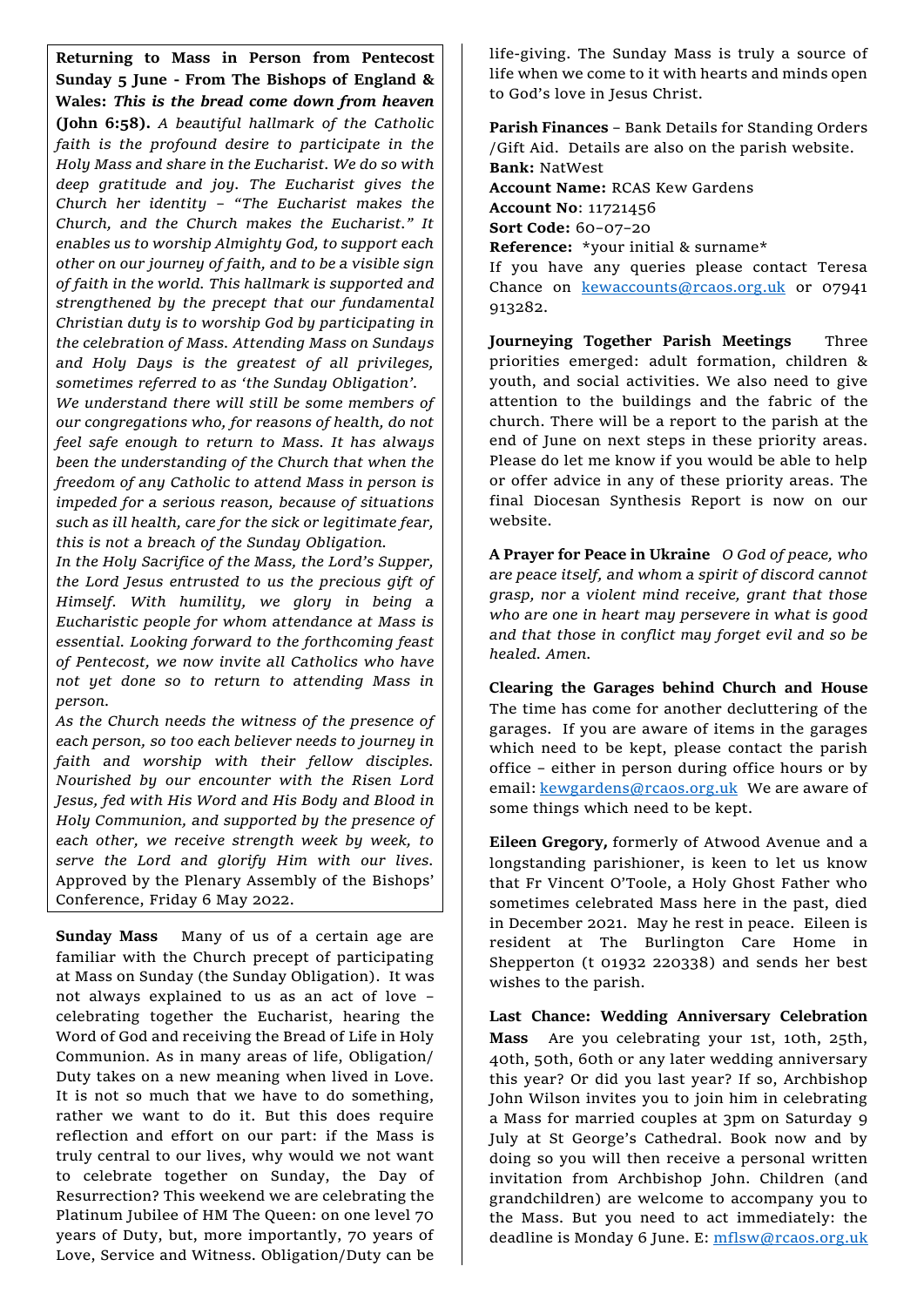**Returning to Mass in Person from Pentecost Sunday 5 June - From The Bishops of England & Wales: *This is the bread come down from heaven* (John 6:58).** *A beautiful hallmark of the Catholic faith is the profound desire to participate in the Holy Mass and share in the Eucharist. We do so with deep gratitude and joy. The Eucharist gives the Church her identity – "The Eucharist makes the Church, and the Church makes the Eucharist." It enables us to worship Almighty God, to support each other on our journey of faith, and to be a visible sign of faith in the world. This hallmark is supported and strengthened by the precept that our fundamental Christian duty is to worship God by participating in the celebration of Mass. Attending Mass on Sundays and Holy Days is the greatest of all privileges, sometimes referred to as 'the Sunday Obligation'.*

*We understand there will still be some members of our congregations who, for reasons of health, do not feel safe enough to return to Mass. It has always been the understanding of the Church that when the freedom of any Catholic to attend Mass in person is impeded for a serious reason, because of situations such as ill health, care for the sick or legitimate fear, this is not a breach of the Sunday Obligation.*

*In the Holy Sacrifice of the Mass, the Lord's Supper, the Lord Jesus entrusted to us the precious gift of Himself. With humility, we glory in being a Eucharistic people for whom attendance at Mass is essential. Looking forward to the forthcoming feast of Pentecost, we now invite all Catholics who have not yet done so to return to attending Mass in person.*

*As the Church needs the witness of the presence of each person, so too each believer needs to journey in faith and worship with their fellow disciples. Nourished by our encounter with the Risen Lord Jesus, fed with His Word and His Body and Blood in Holy Communion, and supported by the presence of each other, we receive strength week by week, to serve the Lord and glorify Him with our lives.* Approved by the Plenary Assembly of the Bishops' Conference, Friday 6 May 2022.

**Sunday Mass** Many of us of a certain age are familiar with the Church precept of participating at Mass on Sunday (the Sunday Obligation). It was not always explained to us as an act of love – celebrating together the Eucharist, hearing the Word of God and receiving the Bread of Life in Holy Communion. As in many areas of life, Obligation/ Duty takes on a new meaning when lived in Love. It is not so much that we have to do something, rather we want to do it. But this does require reflection and effort on our part: if the Mass is truly central to our lives, why would we not want to celebrate together on Sunday, the Day of Resurrection? This weekend we are celebrating the Platinum Jubilee of HM The Queen: on one level 70 years of Duty, but, more importantly, 70 years of Love, Service and Witness. Obligation/Duty can be life-giving. The Sunday Mass is truly a source of life when we come to it with hearts and minds open to God's love in Jesus Christ.

**Parish Finances** – Bank Details for Standing Orders /Gift Aid. Details are also on the parish website.
**Bank:** NatWest
**Account Name:** RCAS Kew Gardens
**Account No**: 11721456
**Sort Code:** 60-07-20
**Reference:** *your initial & surname*
If you have any queries please contact Teresa Chance on kewaccounts@rcaos.org.uk or 07941 913282.

**Journeying Together Parish Meetings** Three priorities emerged: adult formation, children & youth, and social activities. We also need to give attention to the buildings and the fabric of the church. There will be a report to the parish at the end of June on next steps in these priority areas. Please do let me know if you would be able to help or offer advice in any of these priority areas. The final Diocesan Synthesis Report is now on our website.

**A Prayer for Peace in Ukraine** *O God of peace, who are peace itself, and whom a spirit of discord cannot grasp, nor a violent mind receive, grant that those who are one in heart may persevere in what is good and that those in conflict may forget evil and so be healed. Amen.*

**Clearing the Garages behind Church and House** The time has come for another decluttering of the garages. If you are aware of items in the garages which need to be kept, please contact the parish office – either in person during office hours or by email: kewgardens@rcaos.org.uk We are aware of some things which need to be kept.

**Eileen Gregory,** formerly of Atwood Avenue and a longstanding parishioner, is keen to let us know that Fr Vincent O'Toole, a Holy Ghost Father who sometimes celebrated Mass here in the past, died in December 2021. May he rest in peace. Eileen is resident at The Burlington Care Home in Shepperton (t 01932 220338) and sends her best wishes to the parish.

**Last Chance: Wedding Anniversary Celebration Mass** Are you celebrating your 1st, 10th, 25th, 40th, 50th, 60th or any later wedding anniversary this year? Or did you last year? If so, Archbishop John Wilson invites you to join him in celebrating a Mass for married couples at 3pm on Saturday 9 July at St George's Cathedral. Book now and by doing so you will then receive a personal written invitation from Archbishop John. Children (and grandchildren) are welcome to accompany you to the Mass. But you need to act immediately: the deadline is Monday 6 June. E: mflsw@rcaos.org.uk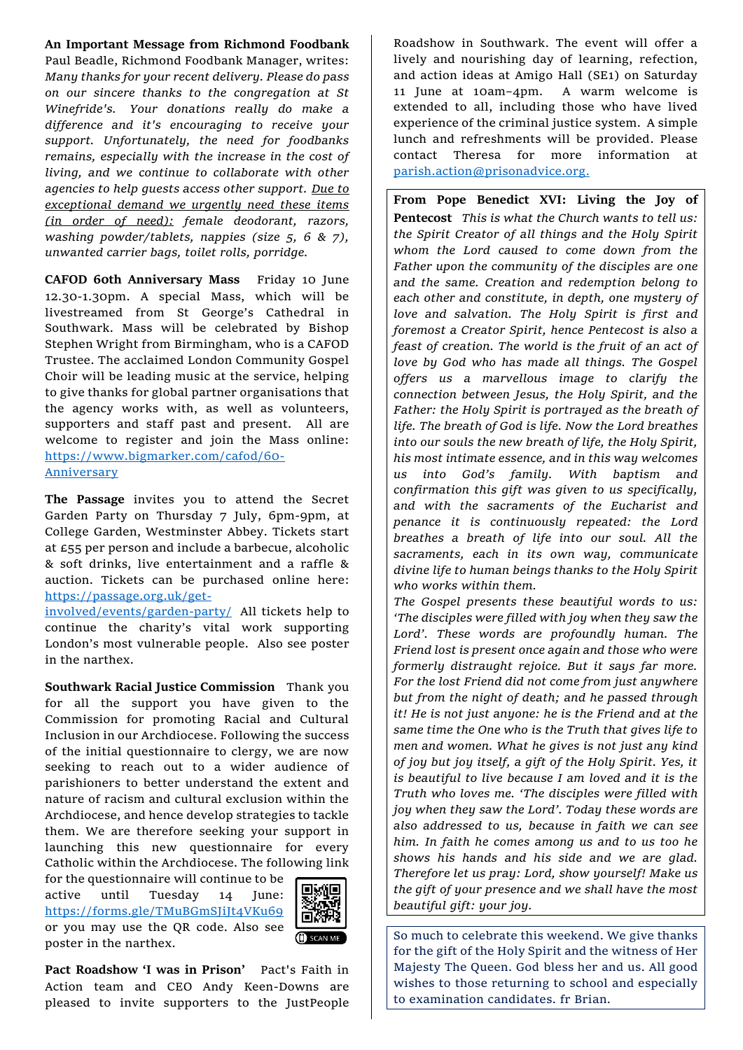**An Important Message from Richmond Foodbank** Paul Beadle, Richmond Foodbank Manager, writes: *Many thanks for your recent delivery. Please do pass on our sincere thanks to the congregation at St Winefride's. Your donations really do make a difference and it's encouraging to receive your support. Unfortunately, the need for foodbanks remains, especially with the increase in the cost of living, and we continue to collaborate with other agencies to help guests access other support. Due to exceptional demand we urgently need these items (in order of need): female deodorant, razors, washing powder/tablets, nappies (size 5, 6 & 7), unwanted carrier bags, toilet rolls, porridge.*

**CAFOD 60th Anniversary Mass** Friday 10 June 12.30-1.30pm. A special Mass, which will be livestreamed from St George's Cathedral in Southwark. Mass will be celebrated by Bishop Stephen Wright from Birmingham, who is a CAFOD Trustee. The acclaimed London Community Gospel Choir will be leading music at the service, helping to give thanks for global partner organisations that the agency works with, as well as volunteers, supporters and staff past and present. All are welcome to register and join the Mass online: https://www.bigmarker.com/cafod/60-Anniversary

**The Passage** invites you to attend the Secret Garden Party on Thursday 7 July, 6pm-9pm, at College Garden, Westminster Abbey. Tickets start at £55 per person and include a barbecue, alcoholic & soft drinks, live entertainment and a raffle & auction. Tickets can be purchased online here: https://passage.org.uk/get-involved/events/garden-party/ All tickets help to continue the charity's vital work supporting London's most vulnerable people. Also see poster in the narthex.

**Southwark Racial Justice Commission** Thank you for all the support you have given to the Commission for promoting Racial and Cultural Inclusion in our Archdiocese. Following the success of the initial questionnaire to clergy, we are now seeking to reach out to a wider audience of parishioners to better understand the extent and nature of racism and cultural exclusion within the Archdiocese, and hence develop strategies to tackle them. We are therefore seeking your support in launching this new questionnaire for every Catholic within the Archdiocese. The following link for the questionnaire will continue to be active until Tuesday 14 June: https://forms.gle/TMuBGmSJiJt4VKu69 or you may use the QR code. Also see poster in the narthex.

**Pact Roadshow 'I was in Prison'** Pact's Faith in Action team and CEO Andy Keen-Downs are pleased to invite supporters to the JustPeople Roadshow in Southwark. The event will offer a lively and nourishing day of learning, refection, and action ideas at Amigo Hall (SE1) on Saturday 11 June at 10am–4pm. A warm welcome is extended to all, including those who have lived experience of the criminal justice system. A simple lunch and refreshments will be provided. Please contact Theresa for more information at parish.action@prisonadvice.org.

**From Pope Benedict XVI: Living the Joy of Pentecost** *This is what the Church wants to tell us: the Spirit Creator of all things and the Holy Spirit whom the Lord caused to come down from the Father upon the community of the disciples are one and the same. Creation and redemption belong to each other and constitute, in depth, one mystery of love and salvation. The Holy Spirit is first and foremost a Creator Spirit, hence Pentecost is also a feast of creation. The world is the fruit of an act of love by God who has made all things. The Gospel offers us a marvellous image to clarify the connection between Jesus, the Holy Spirit, and the Father: the Holy Spirit is portrayed as the breath of life. The breath of God is life. Now the Lord breathes into our souls the new breath of life, the Holy Spirit, his most intimate essence, and in this way welcomes us into God's family. With baptism and confirmation this gift was given to us specifically, and with the sacraments of the Eucharist and penance it is continuously repeated: the Lord breathes a breath of life into our soul. All the sacraments, each in its own way, communicate divine life to human beings thanks to the Holy Spirit who works within them.*

*The Gospel presents these beautiful words to us: 'The disciples were filled with joy when they saw the Lord'. These words are profoundly human. The Friend lost is present once again and those who were formerly distraught rejoice. But it says far more. For the lost Friend did not come from just anywhere but from the night of death; and he passed through it! He is not just anyone: he is the Friend and at the same time the One who is the Truth that gives life to men and women. What he gives is not just any kind of joy but joy itself, a gift of the Holy Spirit. Yes, it is beautiful to live because I am loved and it is the Truth who loves me. 'The disciples were filled with joy when they saw the Lord'. Today these words are also addressed to us, because in faith we can see him. In faith he comes among us and to us too he shows his hands and his side and we are glad. Therefore let us pray: Lord, show yourself! Make us the gift of your presence and we shall have the most beautiful gift: your joy.*

So much to celebrate this weekend. We give thanks for the gift of the Holy Spirit and the witness of Her Majesty The Queen. God bless her and us. All good wishes to those returning to school and especially to examination candidates. fr Brian.